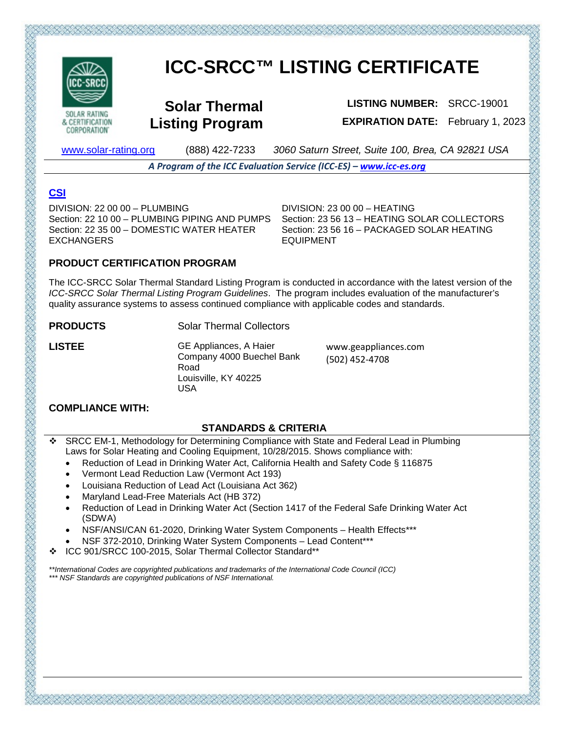# ICC-SRCC™ LISTING CERTIFICATE

SOLAR RATING & CERTIFICATION CORPORATION

## Solar Thermal Listing Program

**LISTING NUMBER:** SRCC-19001

**EXPIRATION DATE:** February 1, 2023

www.solar-rating.org (888) 422-7233 *3060 Saturn Street, Suite 100, Brea, CA 92821 USA*

***A Program of the ICC Evaluation Service (ICC-ES) – www.icc-es.org***

### CSI

DIVISION: 22 00 00 – PLUMBING
Section: 22 10 00 – PLUMBING PIPING AND PUMPS
Section: 22 35 00 – DOMESTIC WATER HEATER EXCHANGERS

DIVISION: 23 00 00 – HEATING
Section: 23 56 13 – HEATING SOLAR COLLECTORS
Section: 23 56 16 – PACKAGED SOLAR HEATING EQUIPMENT

### PRODUCT CERTIFICATION PROGRAM

The ICC-SRCC Solar Thermal Standard Listing Program is conducted in accordance with the latest version of the *ICC-SRCC Solar Thermal Listing Program Guidelines*. The program includes evaluation of the manufacturer's quality assurance systems to assess continued compliance with applicable codes and standards.

**PRODUCTS** Solar Thermal Collectors

**LISTEE** GE Appliances, A Haier Company 4000 Buechel Bank Road
Louisville, KY 40225
USA

www.geappliances.com
(502) 452-4708

### COMPLIANCE WITH:

### STANDARDS & CRITERIA

- SRCC EM-1, Methodology for Determining Compliance with State and Federal Lead in Plumbing Laws for Solar Heating and Cooling Equipment, 10/28/2015. Shows compliance with:
  - Reduction of Lead in Drinking Water Act, California Health and Safety Code § 116875
  - Vermont Lead Reduction Law (Vermont Act 193)
  - Louisiana Reduction of Lead Act (Louisiana Act 362)
  - Maryland Lead-Free Materials Act (HB 372)
  - Reduction of Lead in Drinking Water Act (Section 1417 of the Federal Safe Drinking Water Act (SDWA)
  - NSF/ANSI/CAN 61-2020, Drinking Water System Components – Health Effects***
  - NSF 372-2010, Drinking Water System Components – Lead Content***
- ICC 901/SRCC 100-2015, Solar Thermal Collector Standard**

*\*\*International Codes are copyrighted publications and trademarks of the International Code Council (ICC)*
*\*\*\* NSF Standards are copyrighted publications of NSF International.*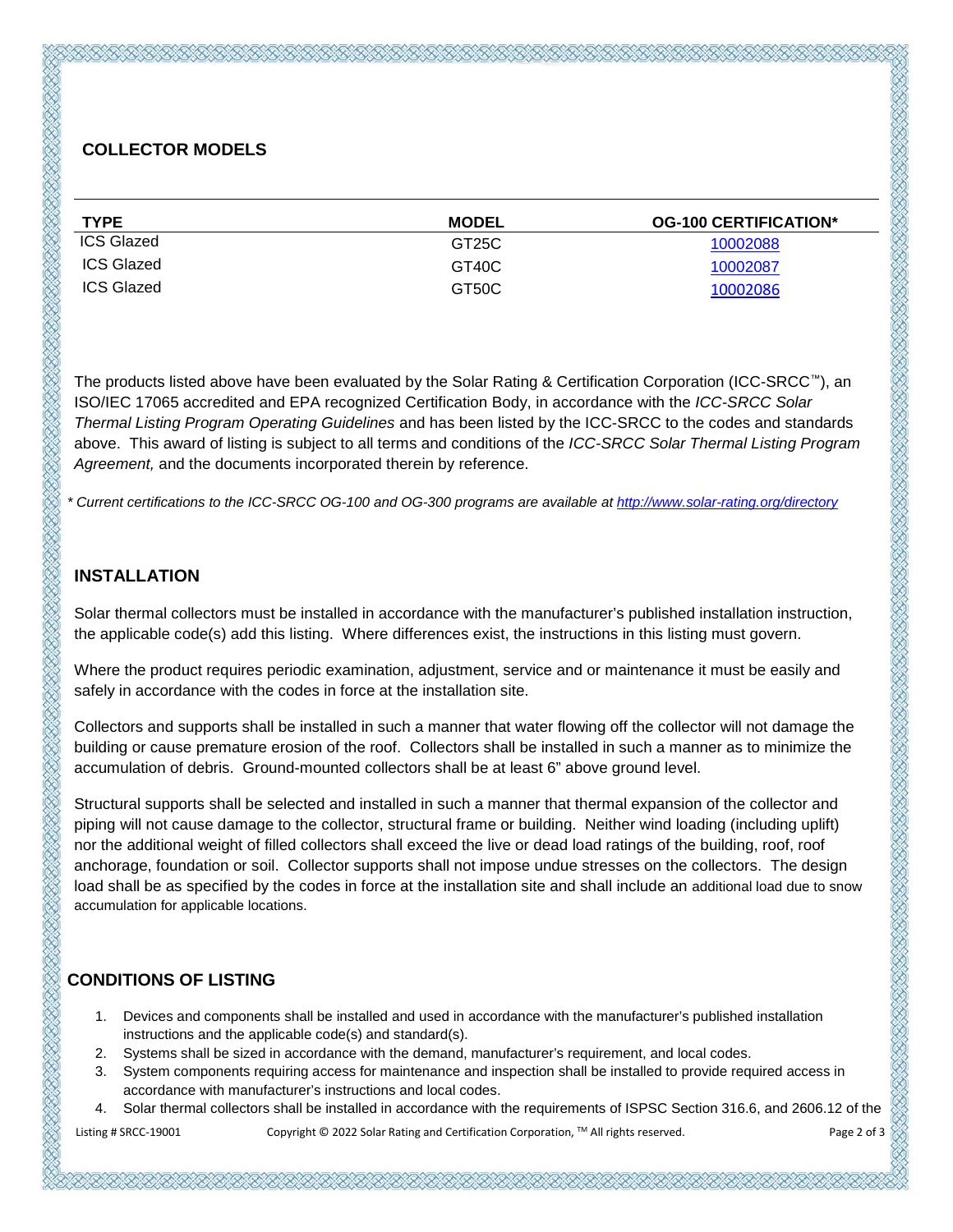## COLLECTOR MODELS

| TYPE | MODEL | OG-100 CERTIFICATION* |
|---|---|---|
| ICS Glazed | GT25C | 10002088 |
| ICS Glazed | GT40C | 10002087 |
| ICS Glazed | GT50C | 10002086 |

The products listed above have been evaluated by the Solar Rating & Certification Corporation (ICC-SRCC™), an ISO/IEC 17065 accredited and EPA recognized Certification Body, in accordance with the *ICC-SRCC Solar Thermal Listing Program Operating Guidelines* and has been listed by the ICC-SRCC to the codes and standards above. This award of listing is subject to all terms and conditions of the *ICC-SRCC Solar Thermal Listing Program Agreement,* and the documents incorporated therein by reference.

*\* Current certifications to the ICC-SRCC OG-100 and OG-300 programs are available at http://www.solar-rating.org/directory*

## INSTALLATION

Solar thermal collectors must be installed in accordance with the manufacturer's published installation instruction, the applicable code(s) add this listing. Where differences exist, the instructions in this listing must govern.

Where the product requires periodic examination, adjustment, service and or maintenance it must be easily and safely in accordance with the codes in force at the installation site.

Collectors and supports shall be installed in such a manner that water flowing off the collector will not damage the building or cause premature erosion of the roof. Collectors shall be installed in such a manner as to minimize the accumulation of debris. Ground-mounted collectors shall be at least 6" above ground level.

Structural supports shall be selected and installed in such a manner that thermal expansion of the collector and piping will not cause damage to the collector, structural frame or building. Neither wind loading (including uplift) nor the additional weight of filled collectors shall exceed the live or dead load ratings of the building, roof, roof anchorage, foundation or soil. Collector supports shall not impose undue stresses on the collectors. The design load shall be as specified by the codes in force at the installation site and shall include an additional load due to snow accumulation for applicable locations.

## CONDITIONS OF LISTING

1. Devices and components shall be installed and used in accordance with the manufacturer's published installation instructions and the applicable code(s) and standard(s).
2. Systems shall be sized in accordance with the demand, manufacturer's requirement, and local codes.
3. System components requiring access for maintenance and inspection shall be installed to provide required access in accordance with manufacturer's instructions and local codes.
4. Solar thermal collectors shall be installed in accordance with the requirements of ISPSC Section 316.6, and 2606.12 of the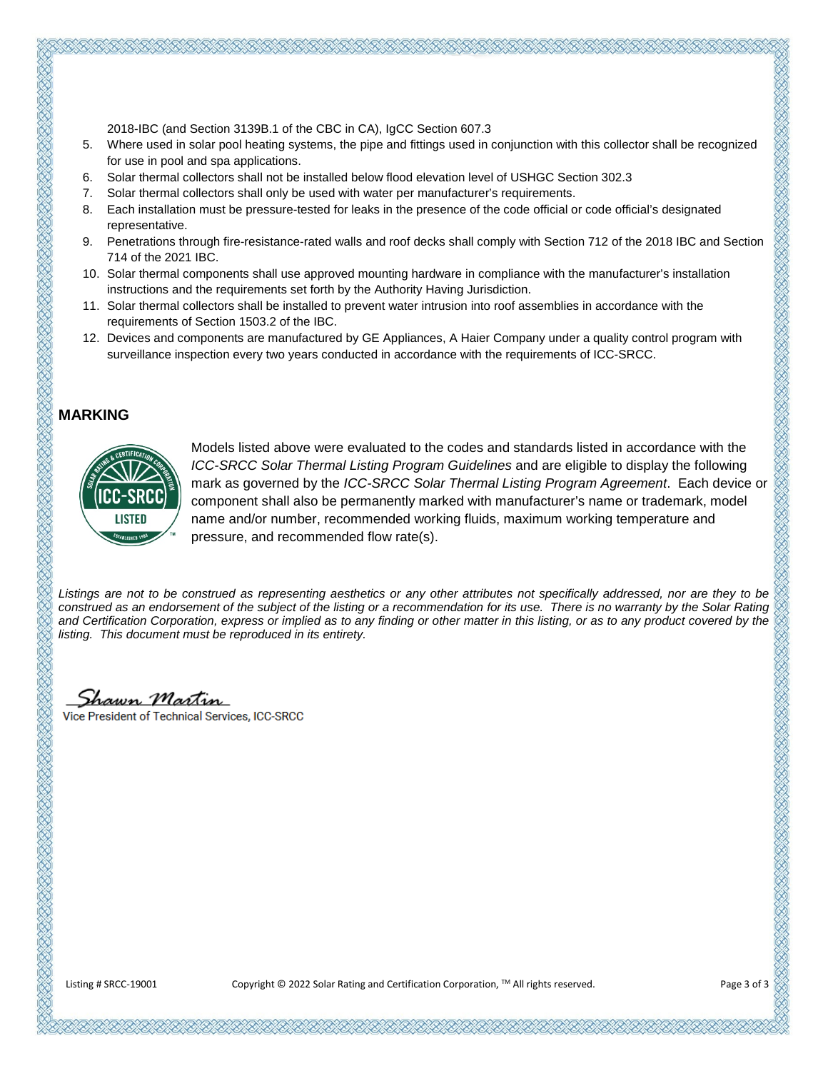2018-IBC (and Section 3139B.1 of the CBC in CA), IgCC Section 607.3

5. Where used in solar pool heating systems, the pipe and fittings used in conjunction with this collector shall be recognized for use in pool and spa applications.
6. Solar thermal collectors shall not be installed below flood elevation level of USHGC Section 302.3
7. Solar thermal collectors shall only be used with water per manufacturer's requirements.
8. Each installation must be pressure-tested for leaks in the presence of the code official or code official's designated representative.
9. Penetrations through fire-resistance-rated walls and roof decks shall comply with Section 712 of the 2018 IBC and Section 714 of the 2021 IBC.
10. Solar thermal components shall use approved mounting hardware in compliance with the manufacturer's installation instructions and the requirements set forth by the Authority Having Jurisdiction.
11. Solar thermal collectors shall be installed to prevent water intrusion into roof assemblies in accordance with the requirements of Section 1503.2 of the IBC.
12. Devices and components are manufactured by GE Appliances, A Haier Company under a quality control program with surveillance inspection every two years conducted in accordance with the requirements of ICC-SRCC.

## MARKING

Models listed above were evaluated to the codes and standards listed in accordance with the *ICC-SRCC Solar Thermal Listing Program Guidelines* and are eligible to display the following mark as governed by the *ICC-SRCC Solar Thermal Listing Program Agreement*. Each device or component shall also be permanently marked with manufacturer's name or trademark, model name and/or number, recommended working fluids, maximum working temperature and pressure, and recommended flow rate(s).

*Listings are not to be construed as representing aesthetics or any other attributes not specifically addressed, nor are they to be construed as an endorsement of the subject of the listing or a recommendation for its use. There is no warranty by the Solar Rating and Certification Corporation, express or implied as to any finding or other matter in this listing, or as to any product covered by the listing. This document must be reproduced in its entirety.*

Shawn Martin

Vice President of Technical Services, ICC-SRCC

Listing # SRCC-19001 Copyright © 2022 Solar Rating and Certification Corporation, ™ All rights reserved.